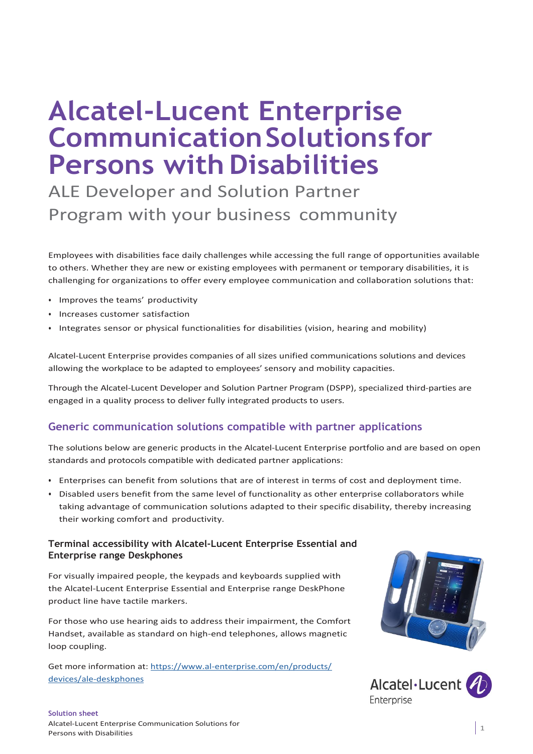# Alcatel-Lucent Enterprise Communication Solutions for Persons with Disabilities

ALE Developer and Solution Partner Program with your business community

Employees with disabilities face daily challenges while accessing the full range of opportunities available to others. Whether they are new or existing employees with permanent or temporary disabilities, it is challenging for organizations to offer every employee communication and collaboration solutions that:

- Improves the teams' productivity
- Increases customer satisfaction
- Integrates sensor or physical functionalities for disabilities (vision, hearing and mobility)

Alcatel-Lucent Enterprise provides companies of all sizes unified communications solutions and devices allowing the workplace to be adapted to employees' sensory and mobility capacities.

Through the Alcatel-Lucent Developer and Solution Partner Program (DSPP), specialized third-parties are engaged in a quality process to deliver fully integrated products to users.

## Generic communication solutions compatible with partner applications

The solutions below are generic products in the Alcatel-Lucent Enterprise portfolio and are based on open standards and protocols compatible with dedicated partner applications:

- Enterprises can benefit from solutions that are of interest in terms of cost and deployment time.
- Disabled users benefit from the same level of functionality as other enterprise collaborators while taking advantage of communication solutions adapted to their specific disability, thereby increasing their working comfort and productivity.

### Terminal accessibility with Alcatel-Lucent Enterprise Essential and Enterprise range Deskphones

For visually impaired people, the keypads and keyboards supplied with the Alcatel-Lucent Enterprise Essential and Enterprise range DeskPhone product line have tactile markers.

For those who use hearing aids to address their impairment, the Comfort Handset, available as standard on high-end telephones, allows magnetic loop coupling.

Get more information at: [https://www.al-enterprise.com/en/products/devices/ale-deskphones](https://www.al-enterprise.com/en/products/devices/ale-deskphones)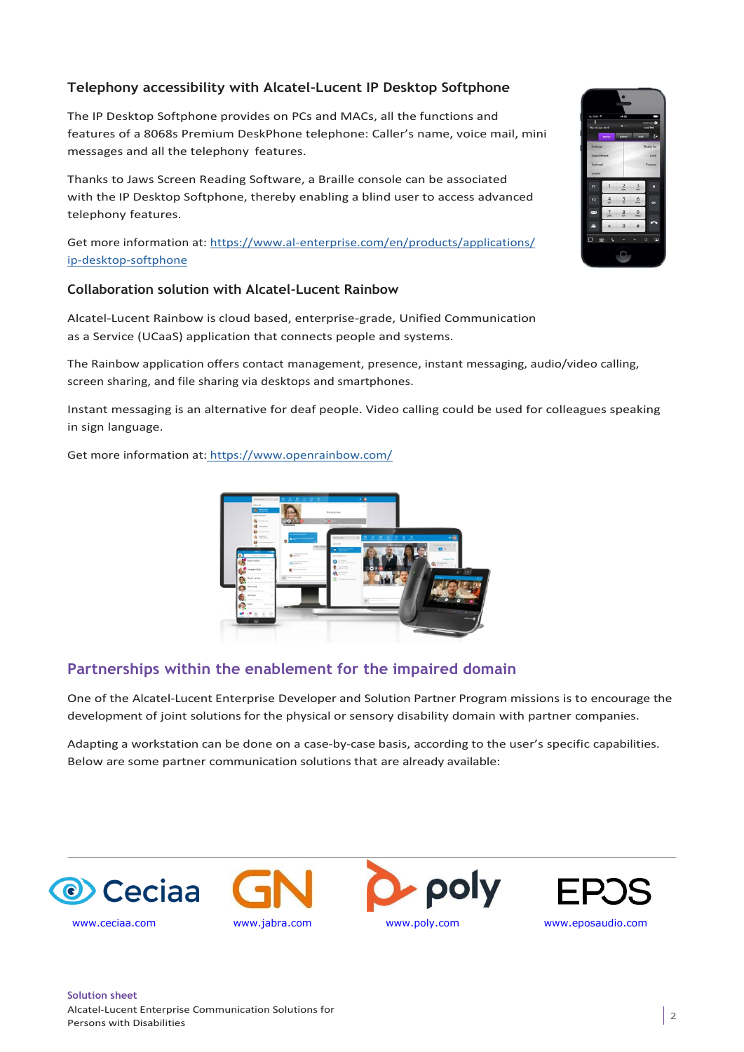### Telephony accessibility with Alcatel-Lucent IP Desktop Softphone

The IP Desktop Softphone provides on PCs and MACs, all the functions and features of a 8068s Premium DeskPhone telephone: Caller's name, voice mail, mini messages and all the telephony features.

Thanks to Jaws Screen Reading Software, a Braille console can be associated with the IP Desktop Softphone, thereby enabling a blind user to access advanced telephony features.

Get more information at: https://www.al-enterprise.com/en/products/applications/ip-desktop-softphone

### Collaboration solution with Alcatel-Lucent Rainbow

Alcatel-Lucent Rainbow is cloud based, enterprise-grade, Unified Communication as a Service (UCaaS) application that connects people and systems.

The Rainbow application offers contact management, presence, instant messaging, audio/video calling, screen sharing, and file sharing via desktops and smartphones.

Instant messaging is an alternative for deaf people. Video calling could be used for colleagues speaking in sign language.

Get more information at: https://www.openrainbow.com/

## Partnerships within the enablement for the impaired domain

One of the Alcatel-Lucent Enterprise Developer and Solution Partner Program missions is to encourage the development of joint solutions for the physical or sensory disability domain with partner companies.

Adapting a workstation can be done on a case-by-case basis, according to the user's specific capabilities. Below are some partner communication solutions that are already available:

Ceciaa — www.ceciaa.com

GN — www.jabra.com

poly — www.poly.com

EPOS — www.eposaudio.com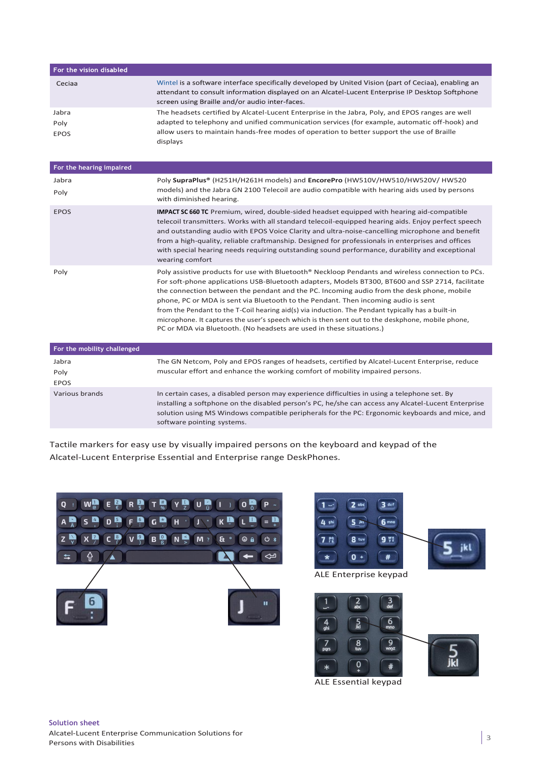| For the vision disabled | |
|---|---|
| Ceciaa | Wintel is a software interface specifically developed by United Vision (part of Ceciaa), enabling an attendant to consult information displayed on an Alcatel-Lucent Enterprise IP Desktop Softphone screen using Braille and/or audio inter-faces. |
| Jabra<br>Poly<br>EPOS | The headsets certified by Alcatel-Lucent Enterprise in the Jabra, Poly, and EPOS ranges are well adapted to telephony and unified communication services (for example, automatic off-hook) and allow users to maintain hands-free modes of operation to better support the use of Braille displays |

| For the hearing impaired | |
|---|---|
| Jabra<br>Poly | Poly **SupraPlus®** (H251H/H261H models) and **EncorePro** (HW510V/HW510/HW520V/ HW520 models) and the Jabra GN 2100 Telecoil are audio compatible with hearing aids used by persons with diminished hearing. |
| EPOS | **IMPACT SC 660 TC** Premium, wired, double-sided headset equipped with hearing aid-compatible telecoil transmitters. Works with all standard telecoil-equipped hearing aids. Enjoy perfect speech and outstanding audio with EPOS Voice Clarity and ultra-noise-cancelling microphone and benefit from a high-quality, reliable craftmanship. Designed for professionals in enterprises and offices with special hearing needs requiring outstanding sound performance, durability and exceptional wearing comfort |
| Poly | Poly assistive products for use with Bluetooth® Neckloop Pendants and wireless connection to PCs. For soft-phone applications USB-Bluetooth adapters, Models BT300, BT600 and SSP 2714, facilitate the connection between the pendant and the PC. Incoming audio from the desk phone, mobile phone, PC or MDA is sent via Bluetooth to the Pendant. Then incoming audio is sent from the Pendant to the T-Coil hearing aid(s) via induction. The Pendant typically has a built-in microphone. It captures the user's speech which is then sent out to the deskphone, mobile phone, PC or MDA via Bluetooth. (No headsets are used in these situations.) |

| For the mobility challenged | |
|---|---|
| Jabra<br>Poly<br>EPOS | The GN Netcom, Poly and EPOS ranges of headsets, certified by Alcatel-Lucent Enterprise, reduce muscular effort and enhance the working comfort of mobility impaired persons. |
| Various brands | In certain cases, a disabled person may experience difficulties in using a telephone set. By installing a softphone on the disabled person's PC, he/she can access any Alcatel-Lucent Enterprise solution using MS Windows compatible peripherals for the PC: Ergonomic keyboards and mice, and software pointing systems. |

Tactile markers for easy use by visually impaired persons on the keyboard and keypad of the Alcatel-Lucent Enterprise Essential and Enterprise range DeskPhones.

ALE Enterprise keypad

ALE Essential keypad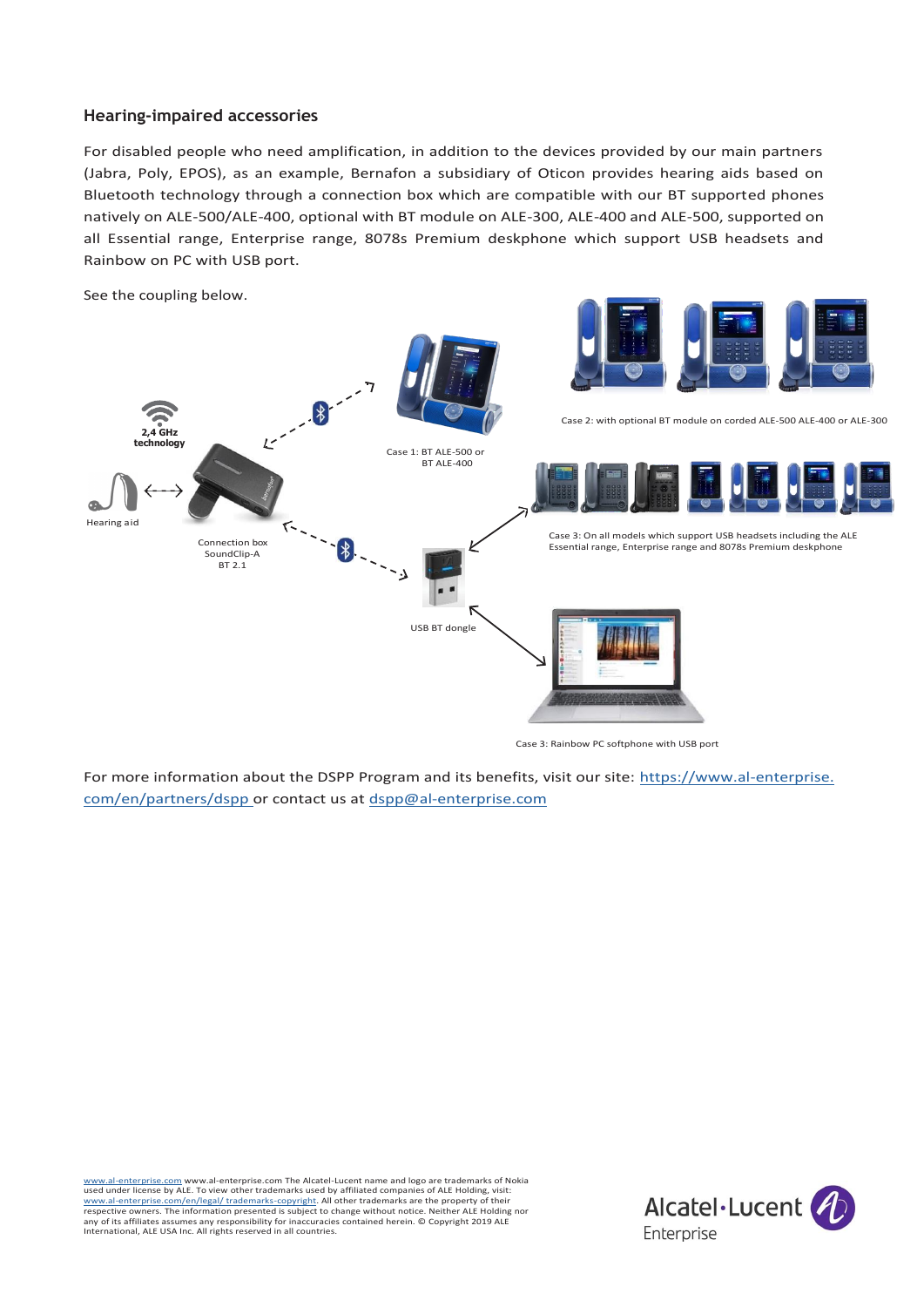### Hearing-impaired accessories

For disabled people who need amplification, in addition to the devices provided by our main partners (Jabra, Poly, EPOS), as an example, Bernafon a subsidiary of Oticon provides hearing aids based on Bluetooth technology through a connection box which are compatible with our BT supported phones natively on ALE-500/ALE-400, optional with BT module on ALE-300, ALE-400 and ALE-500, supported on all Essential range, Enterprise range, 8078s Premium deskphone which support USB headsets and Rainbow on PC with USB port.

See the coupling below.

2,4 GHz technology

Hearing aid

Connection box SoundClip-A BT 2.1

Case 1: BT ALE-500 or BT ALE-400

Case 2: with optional BT module on corded ALE-500 ALE-400 or ALE-300

USB BT dongle

Case 3: On all models which support USB headsets including the ALE Essential range, Enterprise range and 8078s Premium deskphone

Case 3: Rainbow PC softphone with USB port

For more information about the DSPP Program and its benefits, visit our site: [https://www.al-enterprise.com/en/partners/dspp](https://www.al-enterprise.com/en/partners/dspp) or contact us at [dspp@al-enterprise.com](mailto:dspp@al-enterprise.com)

www.al-enterprise.com The Alcatel-Lucent name and logo are trademarks of Nokia used under license by ALE. To view other trademarks used by affiliated companies of ALE Holding, visit: www.al-enterprise.com/en/legal/ trademarks-copyright. All other trademarks are the property of their respective owners. The information presented is subject to change without notice. Neither ALE Holding nor any of its affiliates assumes any responsibility for inaccuracies contained herein. © Copyright 2019 ALE International, ALE USA Inc. All rights reserved in all countries.